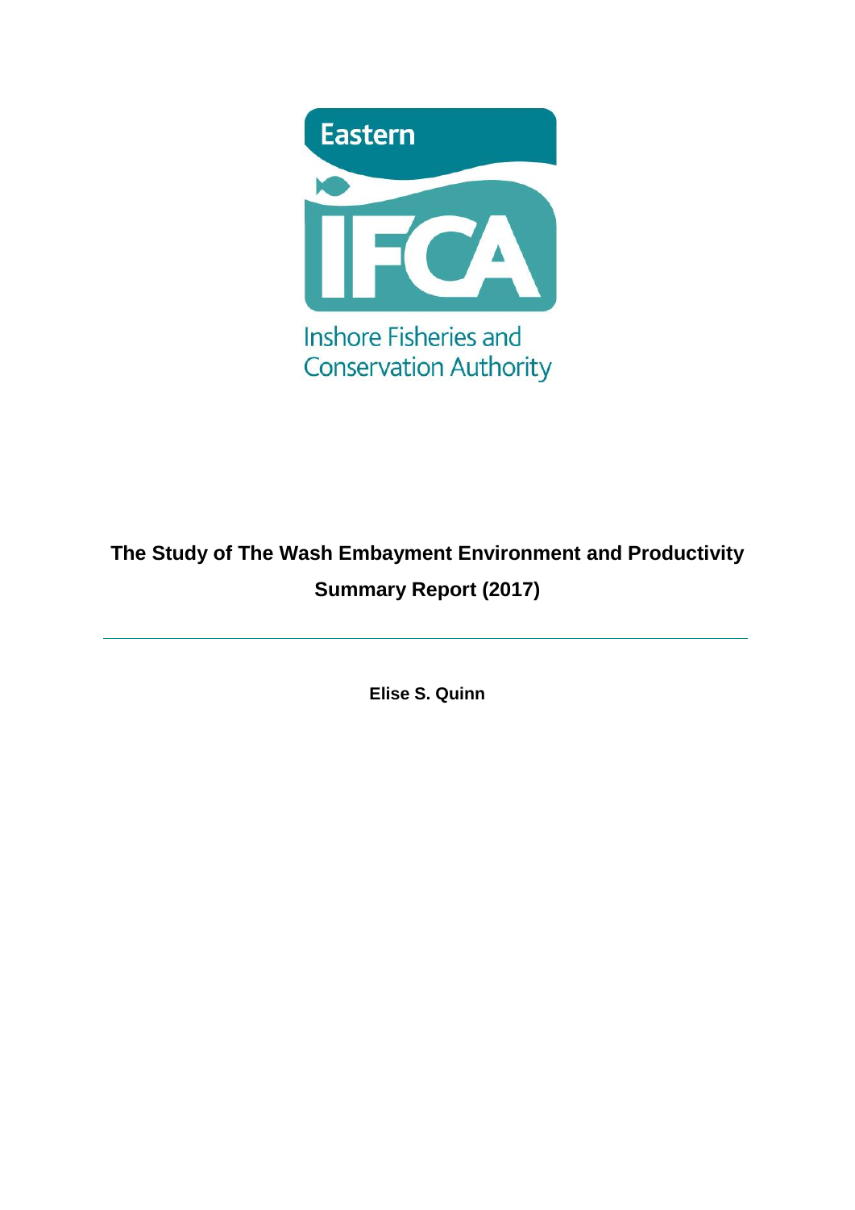Eastern

IFCA

Inshore Fisheries and Conservation Authority

# The Study of The Wash Embayment Environment and Productivity

## Summary Report (2017)

---

**Elise S. Quinn**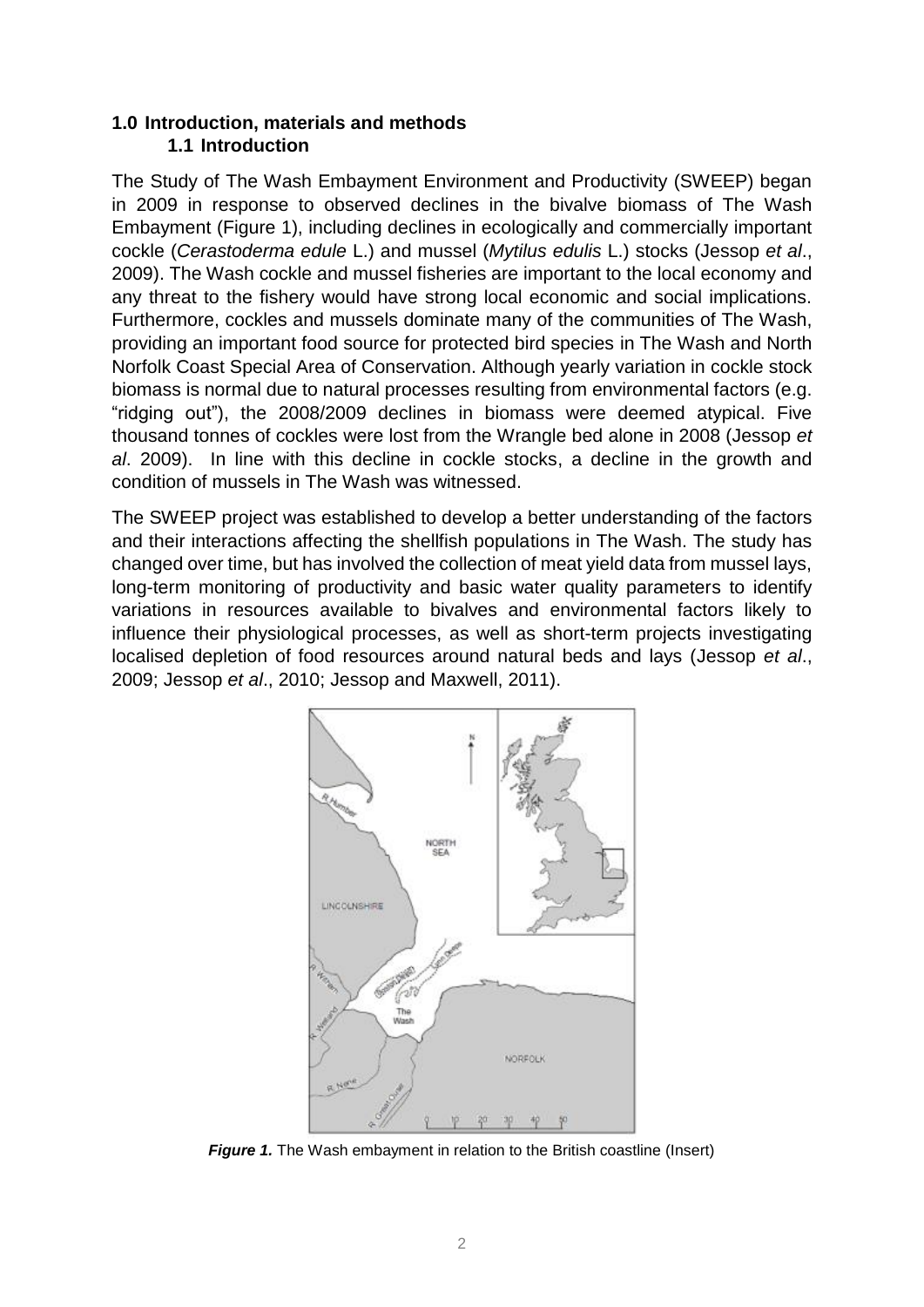# 1.0 Introduction, materials and methods

## 1.1 Introduction

The Study of The Wash Embayment Environment and Productivity (SWEEP) began in 2009 in response to observed declines in the bivalve biomass of The Wash Embayment (Figure 1), including declines in ecologically and commercially important cockle (*Cerastoderma edule* L.) and mussel (*Mytilus edulis* L.) stocks (Jessop *et al*., 2009). The Wash cockle and mussel fisheries are important to the local economy and any threat to the fishery would have strong local economic and social implications. Furthermore, cockles and mussels dominate many of the communities of The Wash, providing an important food source for protected bird species in The Wash and North Norfolk Coast Special Area of Conservation. Although yearly variation in cockle stock biomass is normal due to natural processes resulting from environmental factors (e.g. "ridging out"), the 2008/2009 declines in biomass were deemed atypical. Five thousand tonnes of cockles were lost from the Wrangle bed alone in 2008 (Jessop *et al*. 2009). In line with this decline in cockle stocks, a decline in the growth and condition of mussels in The Wash was witnessed.

The SWEEP project was established to develop a better understanding of the factors and their interactions affecting the shellfish populations in The Wash. The study has changed over time, but has involved the collection of meat yield data from mussel lays, long-term monitoring of productivity and basic water quality parameters to identify variations in resources available to bivalves and environmental factors likely to influence their physiological processes, as well as short-term projects investigating localised depletion of food resources around natural beds and lays (Jessop *et al*., 2009; Jessop *et al*., 2010; Jessop and Maxwell, 2011).

***Figure 1.*** The Wash embayment in relation to the British coastline (Insert)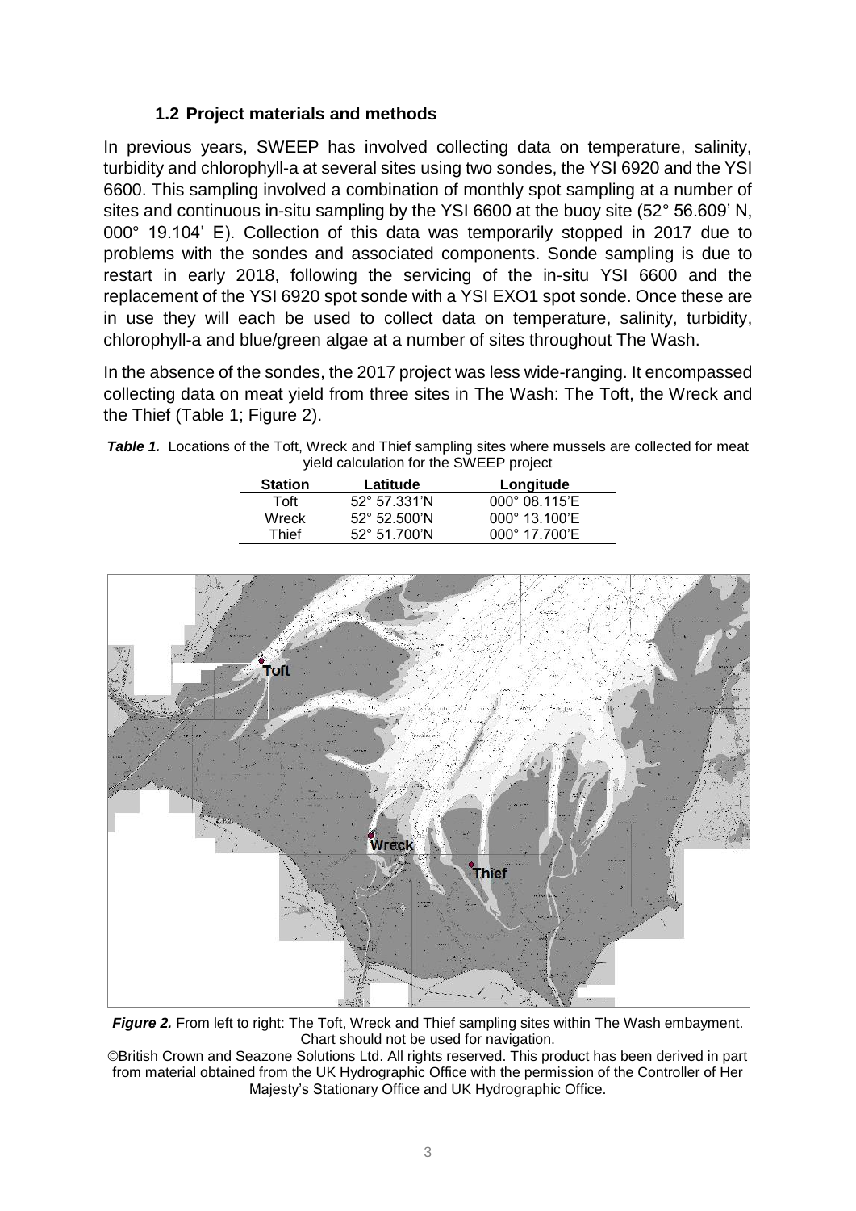### 1.2 Project materials and methods

In previous years, SWEEP has involved collecting data on temperature, salinity, turbidity and chlorophyll-a at several sites using two sondes, the YSI 6920 and the YSI 6600. This sampling involved a combination of monthly spot sampling at a number of sites and continuous in-situ sampling by the YSI 6600 at the buoy site (52° 56.609' N, 000° 19.104' E). Collection of this data was temporarily stopped in 2017 due to problems with the sondes and associated components. Sonde sampling is due to restart in early 2018, following the servicing of the in-situ YSI 6600 and the replacement of the YSI 6920 spot sonde with a YSI EXO1 spot sonde. Once these are in use they will each be used to collect data on temperature, salinity, turbidity, chlorophyll-a and blue/green algae at a number of sites throughout The Wash.

In the absence of the sondes, the 2017 project was less wide-ranging. It encompassed collecting data on meat yield from three sites in The Wash: The Toft, the Wreck and the Thief (Table 1; Figure 2).

***Table 1.*** Locations of the Toft, Wreck and Thief sampling sites where mussels are collected for meat yield calculation for the SWEEP project

| Station | Latitude | Longitude |
|---|---|---|
| Toft | 52° 57.331'N | 000° 08.115'E |
| Wreck | 52° 52.500'N | 000° 13.100'E |
| Thief | 52° 51.700'N | 000° 17.700'E |

***Figure 2.*** From left to right: The Toft, Wreck and Thief sampling sites within The Wash embayment. Chart should not be used for navigation.

©British Crown and Seazone Solutions Ltd. All rights reserved. This product has been derived in part from material obtained from the UK Hydrographic Office with the permission of the Controller of Her Majesty's Stationary Office and UK Hydrographic Office.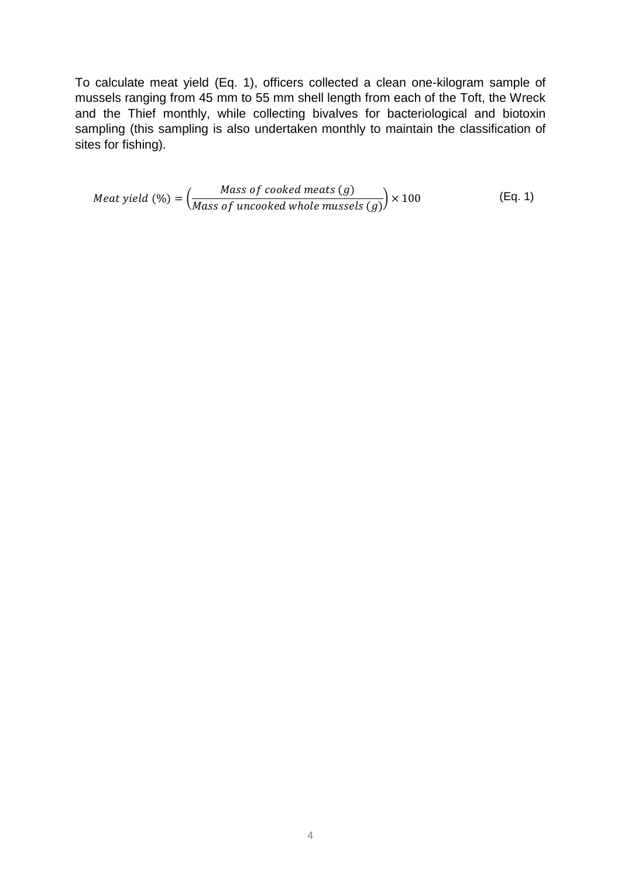To calculate meat yield (Eq. 1), officers collected a clean one-kilogram sample of mussels ranging from 45 mm to 55 mm shell length from each of the Toft, the Wreck and the Thief monthly, while collecting bivalves for bacteriological and biotoxin sampling (this sampling is also undertaken monthly to maintain the classification of sites for fishing).

$$Meat\ yield\ (\%) = \left(\frac{Mass\ of\ cooked\ meats\ (g)}{Mass\ of\ uncooked\ whole\ mussels\ (g)}\right) \times 100 \qquad \text{(Eq. 1)}$$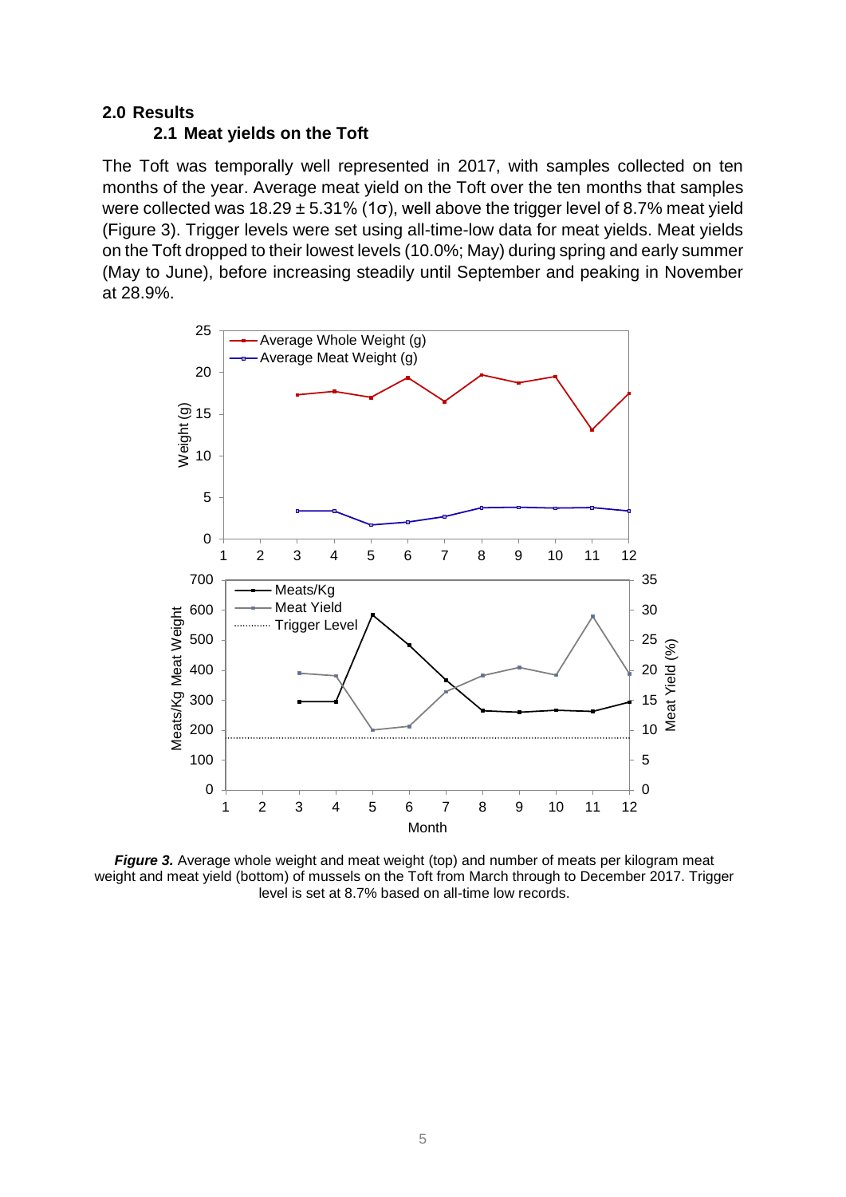## 2.0 Results

### 2.1 Meat yields on the Toft

The Toft was temporally well represented in 2017, with samples collected on ten months of the year. Average meat yield on the Toft over the ten months that samples were collected was 18.29 ± 5.31% (1σ), well above the trigger level of 8.7% meat yield (Figure 3). Trigger levels were set using all-time-low data for meat yields. Meat yields on the Toft dropped to their lowest levels (10.0%; May) during spring and early summer (May to June), before increasing steadily until September and peaking in November at 28.9%.

***Figure 3.*** Average whole weight and meat weight (top) and number of meats per kilogram meat weight and meat yield (bottom) of mussels on the Toft from March through to December 2017. Trigger level is set at 8.7% based on all-time low records.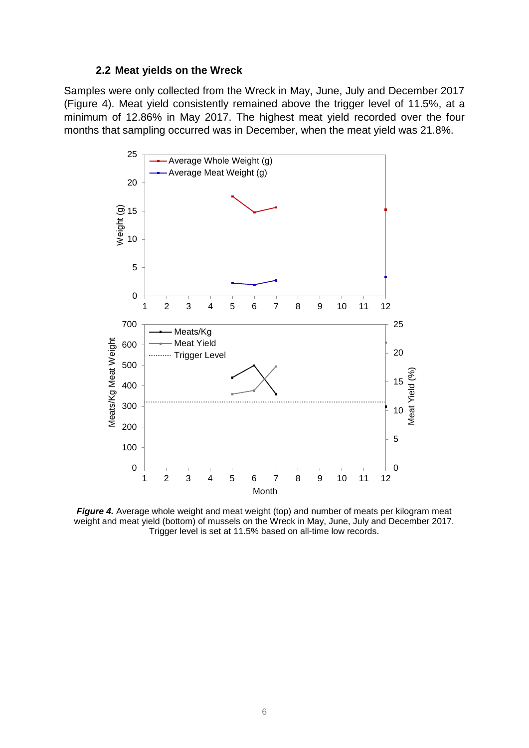### 2.2 Meat yields on the Wreck

Samples were only collected from the Wreck in May, June, July and December 2017 (Figure 4). Meat yield consistently remained above the trigger level of 11.5%, at a minimum of 12.86% in May 2017. The highest meat yield recorded over the four months that sampling occurred was in December, when the meat yield was 21.8%.

***Figure 4.*** Average whole weight and meat weight (top) and number of meats per kilogram meat weight and meat yield (bottom) of mussels on the Wreck in May, June, July and December 2017. Trigger level is set at 11.5% based on all-time low records.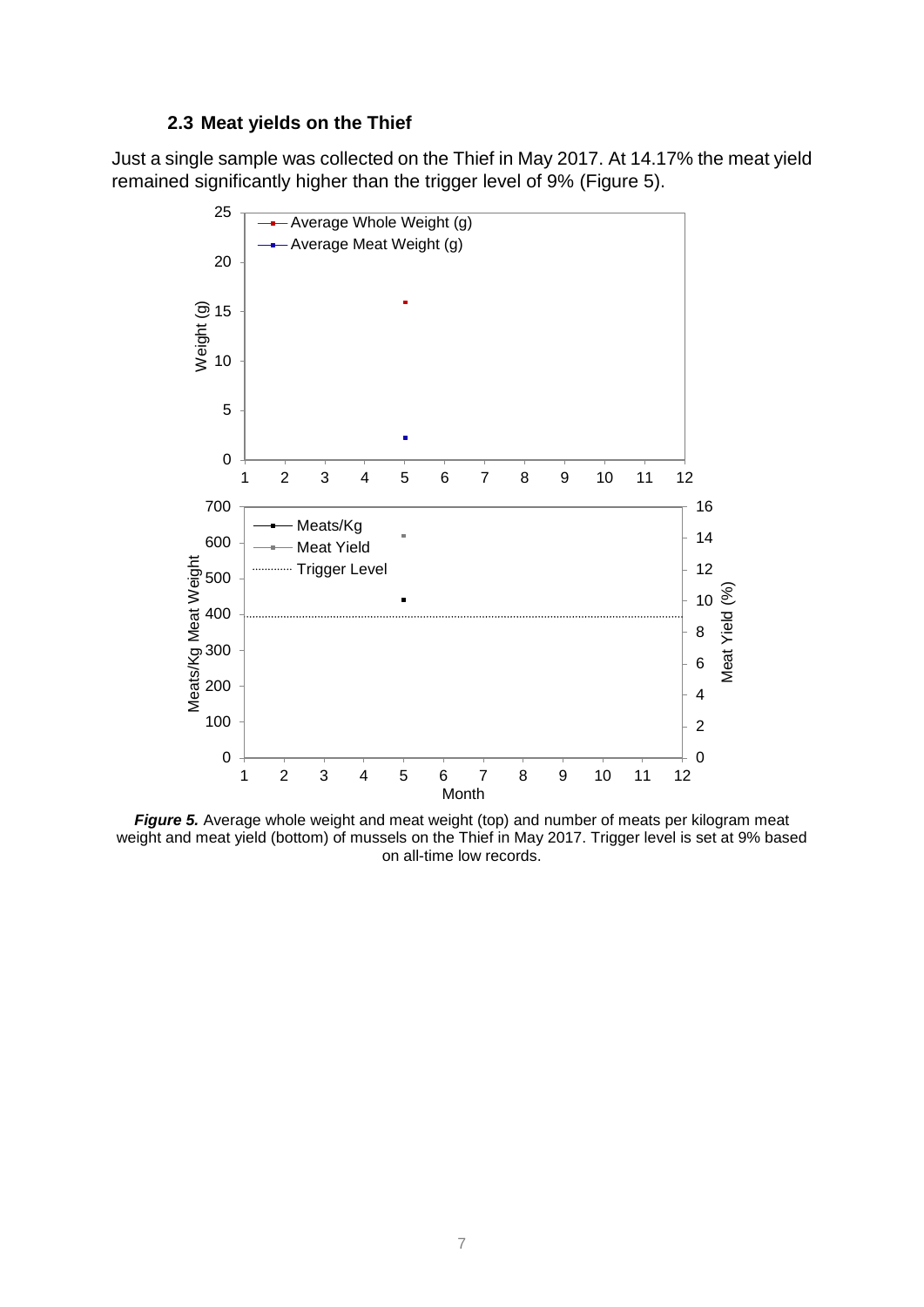### 2.3 Meat yields on the Thief

Just a single sample was collected on the Thief in May 2017. At 14.17% the meat yield remained significantly higher than the trigger level of 9% (Figure 5).

***Figure 5.*** Average whole weight and meat weight (top) and number of meats per kilogram meat weight and meat yield (bottom) of mussels on the Thief in May 2017. Trigger level is set at 9% based on all-time low records.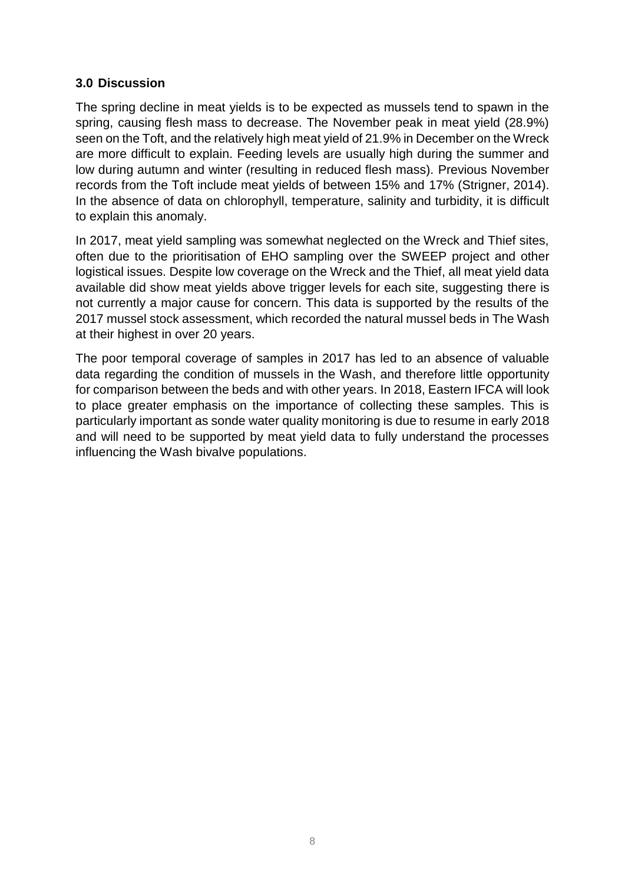## 3.0 Discussion

The spring decline in meat yields is to be expected as mussels tend to spawn in the spring, causing flesh mass to decrease. The November peak in meat yield (28.9%) seen on the Toft, and the relatively high meat yield of 21.9% in December on the Wreck are more difficult to explain. Feeding levels are usually high during the summer and low during autumn and winter (resulting in reduced flesh mass). Previous November records from the Toft include meat yields of between 15% and 17% (Strigner, 2014). In the absence of data on chlorophyll, temperature, salinity and turbidity, it is difficult to explain this anomaly.

In 2017, meat yield sampling was somewhat neglected on the Wreck and Thief sites, often due to the prioritisation of EHO sampling over the SWEEP project and other logistical issues. Despite low coverage on the Wreck and the Thief, all meat yield data available did show meat yields above trigger levels for each site, suggesting there is not currently a major cause for concern. This data is supported by the results of the 2017 mussel stock assessment, which recorded the natural mussel beds in The Wash at their highest in over 20 years.

The poor temporal coverage of samples in 2017 has led to an absence of valuable data regarding the condition of mussels in the Wash, and therefore little opportunity for comparison between the beds and with other years. In 2018, Eastern IFCA will look to place greater emphasis on the importance of collecting these samples. This is particularly important as sonde water quality monitoring is due to resume in early 2018 and will need to be supported by meat yield data to fully understand the processes influencing the Wash bivalve populations.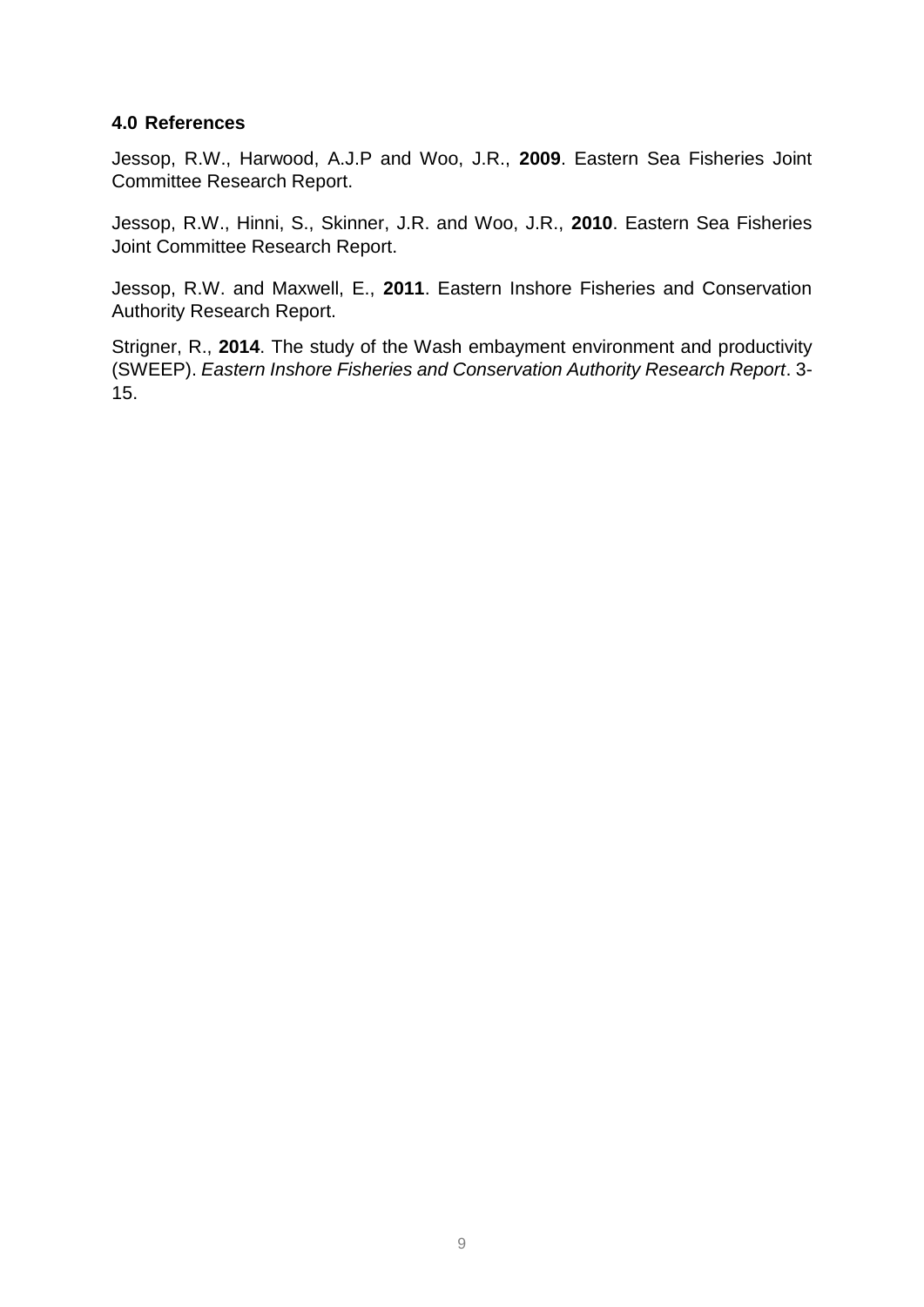## 4.0 References

Jessop, R.W., Harwood, A.J.P and Woo, J.R., **2009**. Eastern Sea Fisheries Joint Committee Research Report.

Jessop, R.W., Hinni, S., Skinner, J.R. and Woo, J.R., **2010**. Eastern Sea Fisheries Joint Committee Research Report.

Jessop, R.W. and Maxwell, E., **2011**. Eastern Inshore Fisheries and Conservation Authority Research Report.

Strigner, R., **2014**. The study of the Wash embayment environment and productivity (SWEEP). *Eastern Inshore Fisheries and Conservation Authority Research Report*. 3-15.